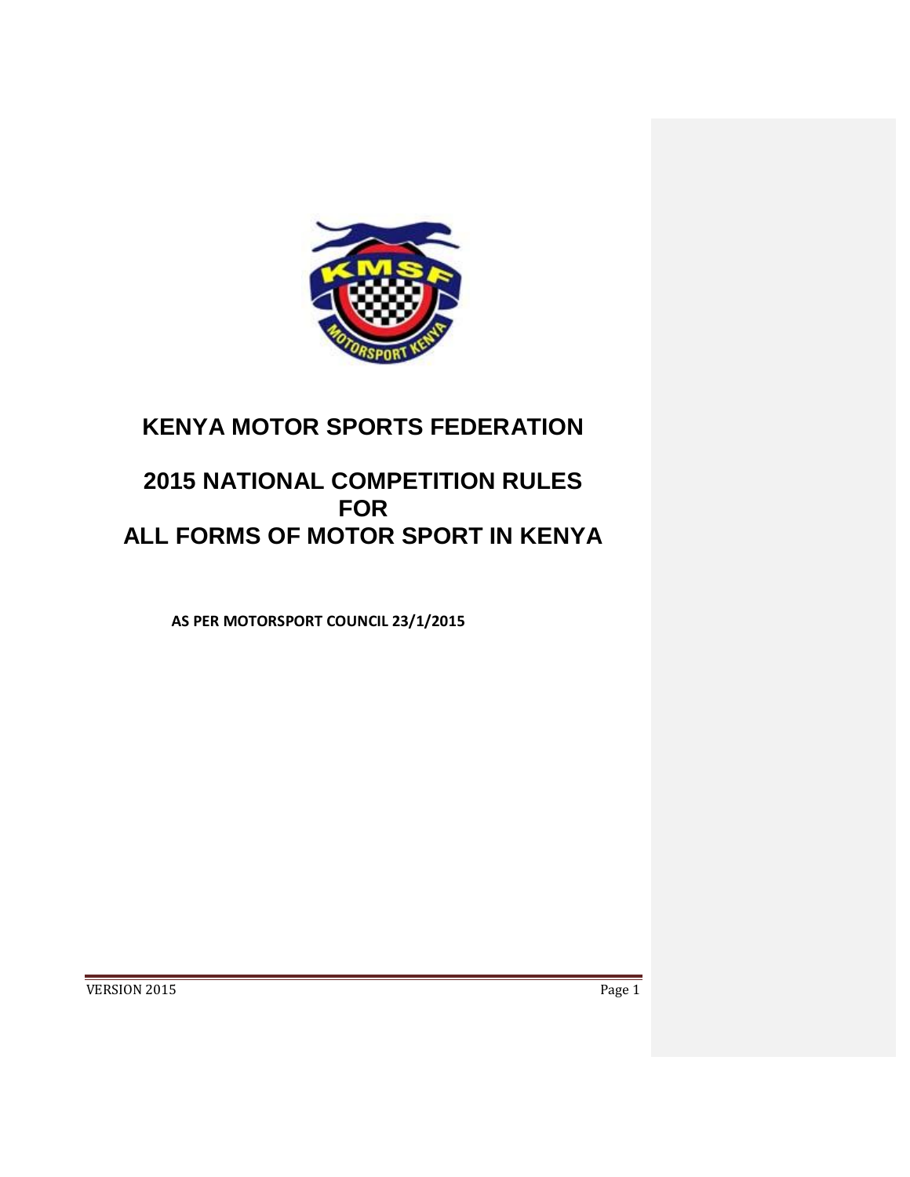# KENYA MOTOR SPORTS FEDERATION

# 2015 NATIONAL COMPETITION RULES FOR ALL FORMS OF MOTOR SPORT IN KENYA

**AS PER MOTORSPORT COUNCIL 23/1/2015**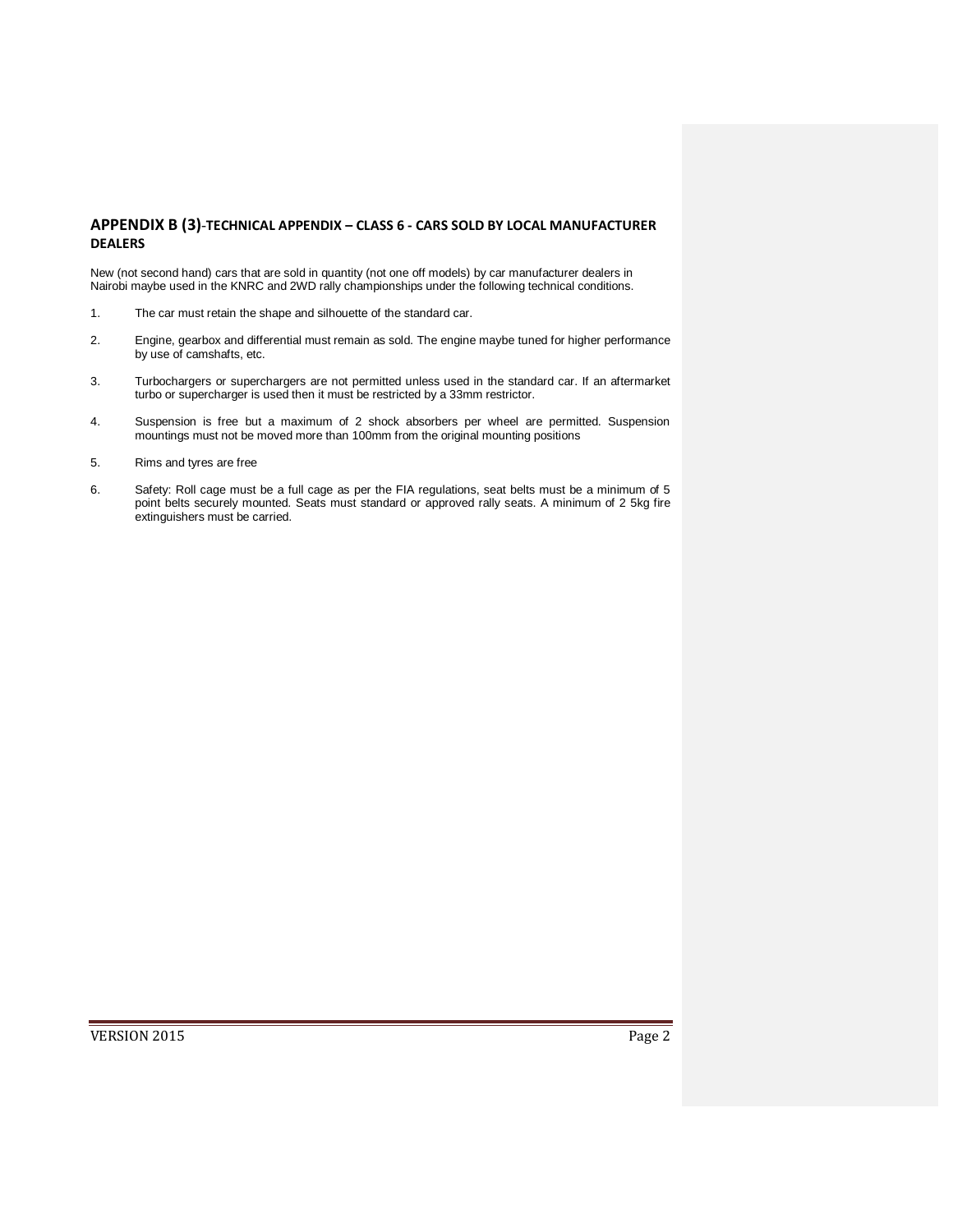## APPENDIX B (3)-TECHNICAL APPENDIX – CLASS 6 - CARS SOLD BY LOCAL MANUFACTURER DEALERS

New (not second hand) cars that are sold in quantity (not one off models) by car manufacturer dealers in Nairobi maybe used in the KNRC and 2WD rally championships under the following technical conditions.

1. The car must retain the shape and silhouette of the standard car.
2. Engine, gearbox and differential must remain as sold. The engine maybe tuned for higher performance by use of camshafts, etc.
3. Turbochargers or superchargers are not permitted unless used in the standard car. If an aftermarket turbo or supercharger is used then it must be restricted by a 33mm restrictor.
4. Suspension is free but a maximum of 2 shock absorbers per wheel are permitted. Suspension mountings must not be moved more than 100mm from the original mounting positions
5. Rims and tyres are free
6. Safety: Roll cage must be a full cage as per the FIA regulations, seat belts must be a minimum of 5 point belts securely mounted. Seats must standard or approved rally seats. A minimum of 2 5kg fire extinguishers must be carried.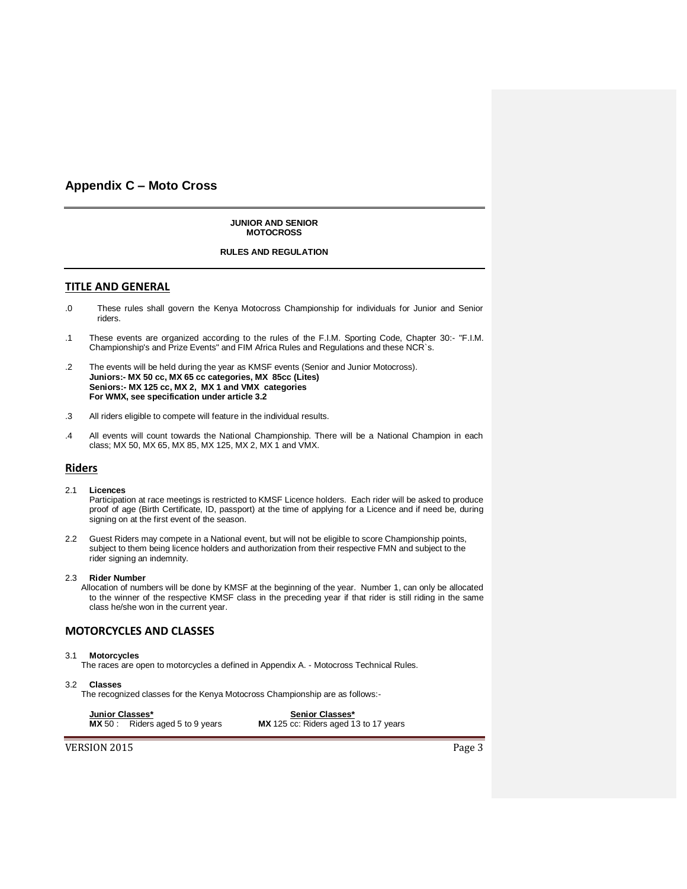# Appendix C – Moto Cross

**JUNIOR AND SENIOR MOTOCROSS**

**RULES AND REGULATION**

## TITLE AND GENERAL

.0 These rules shall govern the Kenya Motocross Championship for individuals for Junior and Senior riders.

.1 These events are organized according to the rules of the F.I.M. Sporting Code, Chapter 30:- "F.I.M. Championship's and Prize Events" and FIM Africa Rules and Regulations and these NCR`s.

.2 The events will be held during the year as KMSF events (Senior and Junior Motocross).
**Juniors:- MX 50 cc, MX 65 cc categories, MX 85cc (Lites)**
**Seniors:- MX 125 cc, MX 2, MX 1 and VMX categories**
**For WMX, see specification under article 3.2**

.3 All riders eligible to compete will feature in the individual results.

.4 All events will count towards the National Championship. There will be a National Champion in each class; MX 50, MX 65, MX 85, MX 125, MX 2, MX 1 and VMX.

## Riders

2.1 **Licences**
Participation at race meetings is restricted to KMSF Licence holders. Each rider will be asked to produce proof of age (Birth Certificate, ID, passport) at the time of applying for a Licence and if need be, during signing on at the first event of the season.

2.2 Guest Riders may compete in a National event, but will not be eligible to score Championship points, subject to them being licence holders and authorization from their respective FMN and subject to the rider signing an indemnity.

2.3 **Rider Number**
Allocation of numbers will be done by KMSF at the beginning of the year. Number 1, can only be allocated to the winner of the respective KMSF class in the preceding year if that rider is still riding in the same class he/she won in the current year.

## MOTORCYCLES AND CLASSES

3.1 **Motorcycles**
The races are open to motorcycles a defined in Appendix A. - Motocross Technical Rules.

3.2 **Classes**
The recognized classes for the Kenya Motocross Championship are as follows:-

| Junior Classes* | Senior Classes* |
|---|---|
| **MX** 50 : Riders aged 5 to 9 years | **MX** 125 cc: Riders aged 13 to 17 years |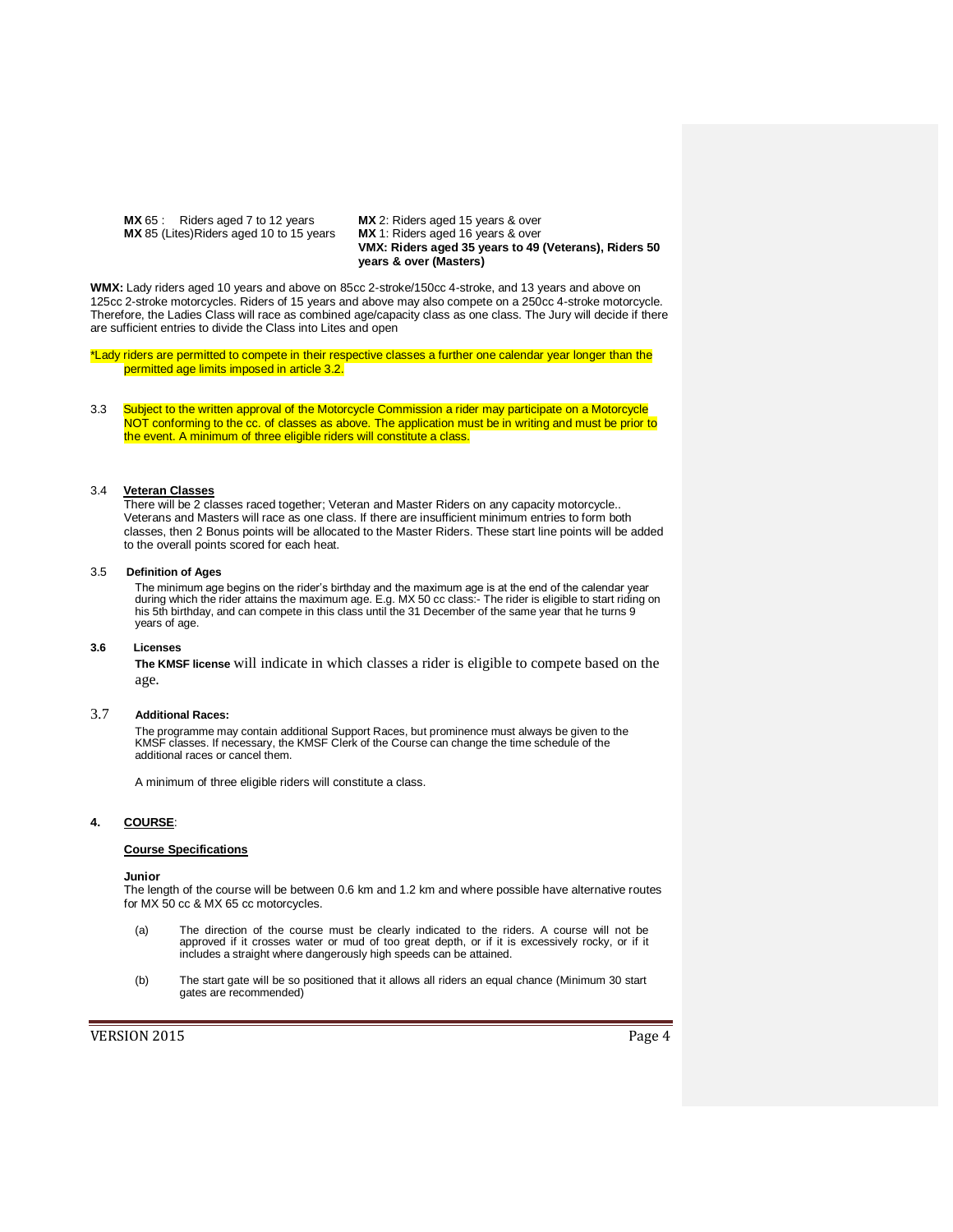**MX** 65 : Riders aged 7 to 12 years
**MX** 85 (Lites)Riders aged 10 to 15 years
**MX** 2: Riders aged 15 years & over
**MX** 1: Riders aged 16 years & over
**VMX: Riders aged 35 years to 49 (Veterans), Riders 50 years & over (Masters)**

**WMX:** Lady riders aged 10 years and above on 85cc 2-stroke/150cc 4-stroke, and 13 years and above on 125cc 2-stroke motorcycles. Riders of 15 years and above may also compete on a 250cc 4-stroke motorcycle. Therefore, the Ladies Class will race as combined age/capacity class as one class. The Jury will decide if there are sufficient entries to divide the Class into Lites and open

*Lady riders are permitted to compete in their respective classes a further one calendar year longer than the permitted age limits imposed in article 3.2.

3.3 Subject to the written approval of the Motorcycle Commission a rider may participate on a Motorcycle NOT conforming to the cc. of classes as above. The application must be in writing and must be prior to the event. A minimum of three eligible riders will constitute a class.

3.4 **Veteran Classes**

There will be 2 classes raced together; Veteran and Master Riders on any capacity motorcycle.. Veterans and Masters will race as one class. If there are insufficient minimum entries to form both classes, then 2 Bonus points will be allocated to the Master Riders. These start line points will be added to the overall points scored for each heat.

3.5 **Definition of Ages**

The minimum age begins on the rider's birthday and the maximum age is at the end of the calendar year during which the rider attains the maximum age. E.g. MX 50 cc class:- The rider is eligible to start riding on his 5th birthday, and can compete in this class until the 31 December of the same year that he turns 9 years of age.

**3.6 Licenses**

**The KMSF license** will indicate in which classes a rider is eligible to compete based on the age.

3.7 **Additional Races:**

The programme may contain additional Support Races, but prominence must always be given to the KMSF classes. If necessary, the KMSF Clerk of the Course can change the time schedule of the additional races or cancel them.

A minimum of three eligible riders will constitute a class.

## 4. COURSE:

**Course Specifications**

**Junior**

The length of the course will be between 0.6 km and 1.2 km and where possible have alternative routes for MX 50 cc & MX 65 cc motorcycles.

(a) The direction of the course must be clearly indicated to the riders. A course will not be approved if it crosses water or mud of too great depth, or if it is excessively rocky, or if it includes a straight where dangerously high speeds can be attained.

(b) The start gate will be so positioned that it allows all riders an equal chance (Minimum 30 start gates are recommended)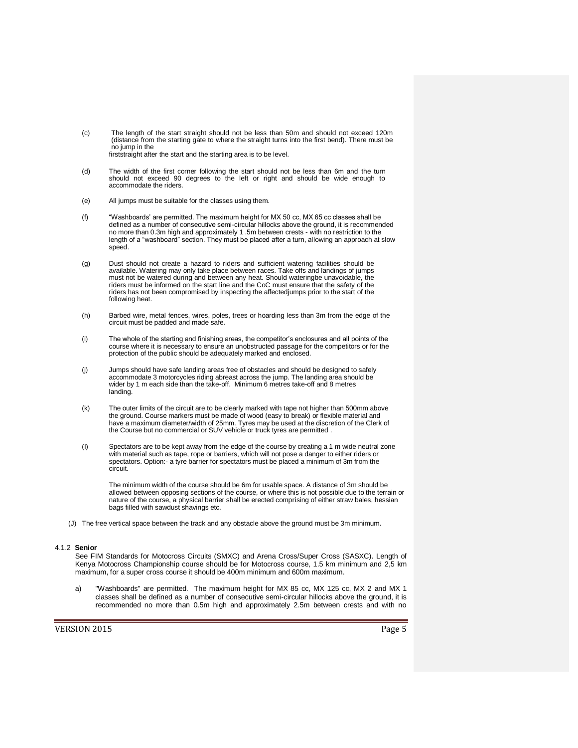(c) The length of the start straight should not be less than 50m and should not exceed 120m (distance from the starting gate to where the straight turns into the first bend). There must be no jump in the firststraight after the start and the starting area is to be level.

(d) The width of the first corner following the start should not be less than 6m and the turn should not exceed 90 degrees to the left or right and should be wide enough to accommodate the riders.

(e) All jumps must be suitable for the classes using them.

(f) "Washboards' are permitted. The maximum height for MX 50 cc, MX 65 cc classes shall be defined as a number of consecutive semi-circular hillocks above the ground, it is recommended no more than 0.3m high and approximately 1 .5m between crests - with no restriction to the length of a "washboard" section. They must be placed after a turn, allowing an approach at slow speed.

(g) Dust should not create a hazard to riders and sufficient watering facilities should be available. Watering may only take place between races. Take offs and landings of jumps must not be watered during and between any heat. Should wateringbe unavoidable, the riders must be informed on the start line and the CoC must ensure that the safety of the riders has not been compromised by inspecting the affectedjumps prior to the start of the following heat.

(h) Barbed wire, metal fences, wires, poles, trees or hoarding less than 3m from the edge of the circuit must be padded and made safe.

(i) The whole of the starting and finishing areas, the competitor's enclosures and all points of the course where it is necessary to ensure an unobstructed passage for the competitors or for the protection of the public should be adequately marked and enclosed.

(j) Jumps should have safe landing areas free of obstacles and should be designed to safely accommodate 3 motorcycles riding abreast across the jump. The landing area should be wider by 1 m each side than the take-off. Minimum 6 metres take-off and 8 metres landing.

(k) The outer limits of the circuit are to be clearly marked with tape not higher than 500mm above the ground. Course markers must be made of wood (easy to break) or flexible material and have a maximum diameter/width of 25mm. Tyres may be used at the discretion of the Clerk of the Course but no commercial or SUV vehicle or truck tyres are permitted .

(l) Spectators are to be kept away from the edge of the course by creating a 1 m wide neutral zone with material such as tape, rope or barriers, which will not pose a danger to either riders or spectators. Option:- a tyre barrier for spectators must be placed a minimum of 3m from the circuit.

The minimum width of the course should be 6m for usable space. A distance of 3m should be allowed between opposing sections of the course, or where this is not possible due to the terrain or nature of the course, a physical barrier shall be erected comprising of either straw bales, hessian bags filled with sawdust shavings etc.

(J) The free vertical space between the track and any obstacle above the ground must be 3m minimum.

4.1.2 **Senior**

See FIM Standards for Motocross Circuits (SMXC) and Arena Cross/Super Cross (SASXC). Length of Kenya Motocross Championship course should be for Motocross course, 1.5 km minimum and 2,5 km maximum, for a super cross course it should be 400m minimum and 600m maximum.

a) "Washboards" are permitted. The maximum height for MX 85 cc, MX 125 cc, MX 2 and MX 1 classes shall be defined as a number of consecutive semi-circular hillocks above the ground, it is recommended no more than 0.5m high and approximately 2.5m between crests and with no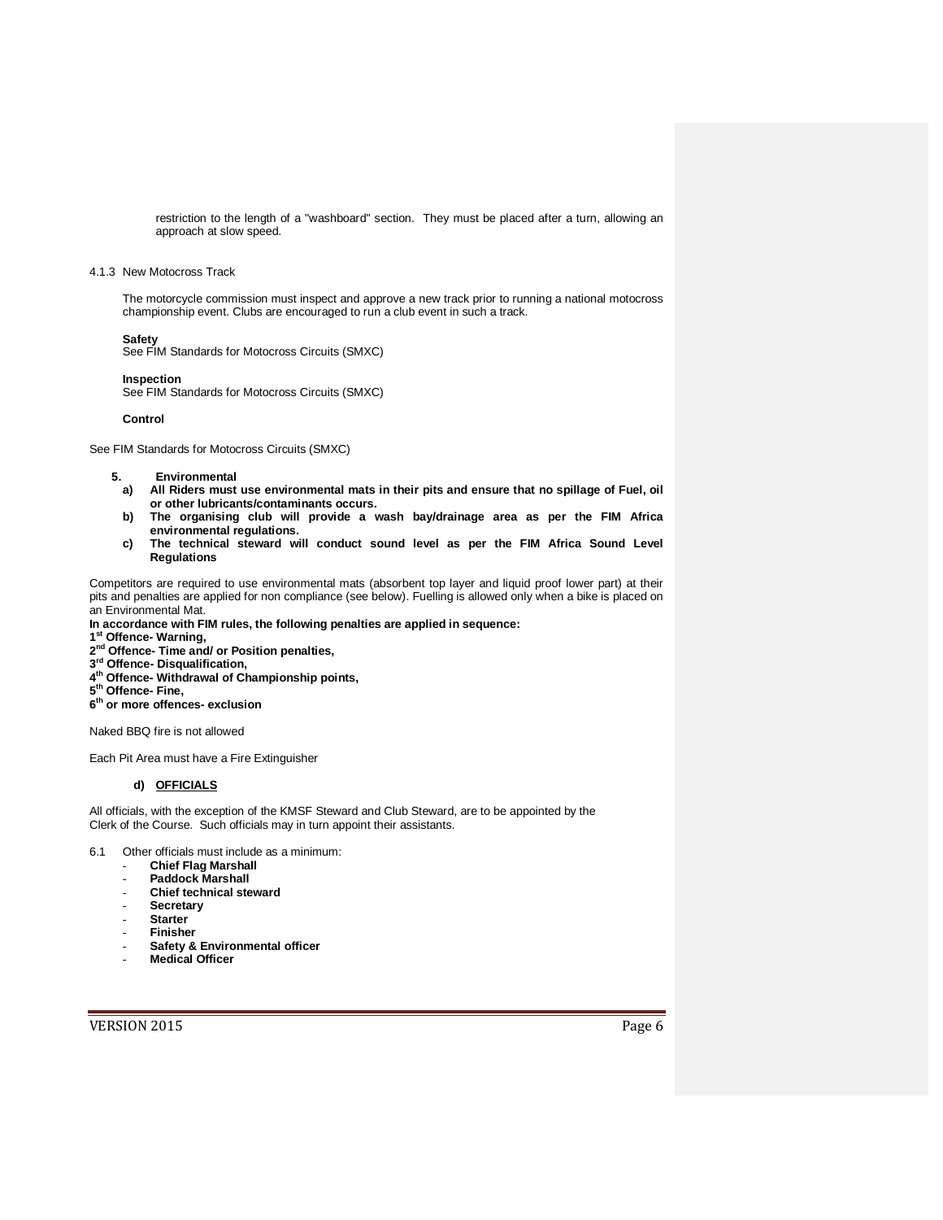restriction to the length of a "washboard" section. They must be placed after a turn, allowing an approach at slow speed.

4.1.3 New Motocross Track

The motorcycle commission must inspect and approve a new track prior to running a national motocross championship event. Clubs are encouraged to run a club event in such a track.

**Safety**
See FIM Standards for Motocross Circuits (SMXC)

**Inspection**
See FIM Standards for Motocross Circuits (SMXC)

**Control**

See FIM Standards for Motocross Circuits (SMXC)

**5. Environmental**

- **a) All Riders must use environmental mats in their pits and ensure that no spillage of Fuel, oil or other lubricants/contaminants occurs.**
- **b) The organising club will provide a wash bay/drainage area as per the FIM Africa environmental regulations.**
- **c) The technical steward will conduct sound level as per the FIM Africa Sound Level Regulations**

Competitors are required to use environmental mats (absorbent top layer and liquid proof lower part) at their pits and penalties are applied for non compliance (see below). Fuelling is allowed only when a bike is placed on an Environmental Mat.

**In accordance with FIM rules, the following penalties are applied in sequence:**
**1st Offence- Warning,**
**2nd Offence- Time and/ or Position penalties,**
**3rd Offence- Disqualification,**
**4th Offence- Withdrawal of Championship points,**
**5th Offence- Fine,**
**6th or more offences- exclusion**

Naked BBQ fire is not allowed

Each Pit Area must have a Fire Extinguisher

**d) OFFICIALS**

All officials, with the exception of the KMSF Steward and Club Steward, are to be appointed by the Clerk of the Course. Such officials may in turn appoint their assistants.

6.1 Other officials must include as a minimum:

- **Chief Flag Marshall**
- **Paddock Marshall**
- **Chief technical steward**
- **Secretary**
- **Starter**
- **Finisher**
- **Safety & Environmental officer**
- **Medical Officer**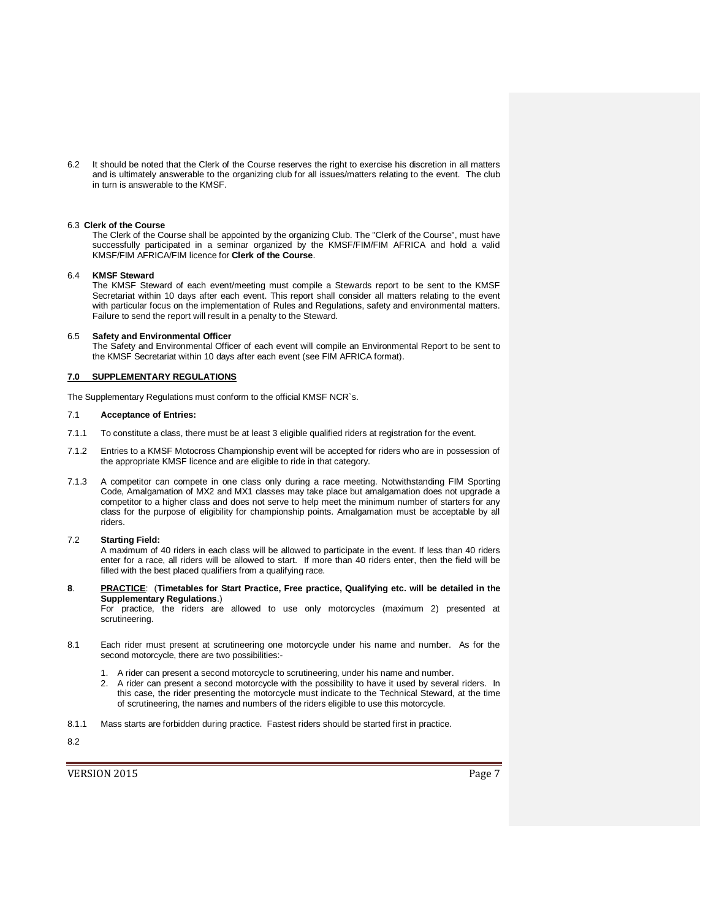6.2 It should be noted that the Clerk of the Course reserves the right to exercise his discretion in all matters and is ultimately answerable to the organizing club for all issues/matters relating to the event. The club in turn is answerable to the KMSF.

6.3 **Clerk of the Course**

The Clerk of the Course shall be appointed by the organizing Club. The "Clerk of the Course", must have successfully participated in a seminar organized by the KMSF/FIM/FIM AFRICA and hold a valid KMSF/FIM AFRICA/FIM licence for **Clerk of the Course**.

6.4 **KMSF Steward**

The KMSF Steward of each event/meeting must compile a Stewards report to be sent to the KMSF Secretariat within 10 days after each event. This report shall consider all matters relating to the event with particular focus on the implementation of Rules and Regulations, safety and environmental matters. Failure to send the report will result in a penalty to the Steward.

6.5 **Safety and Environmental Officer**

The Safety and Environmental Officer of each event will compile an Environmental Report to be sent to the KMSF Secretariat within 10 days after each event (see FIM AFRICA format).

## 7.0 SUPPLEMENTARY REGULATIONS

The Supplementary Regulations must conform to the official KMSF NCR`s.

7.1 **Acceptance of Entries:**

7.1.1 To constitute a class, there must be at least 3 eligible qualified riders at registration for the event.

7.1.2 Entries to a KMSF Motocross Championship event will be accepted for riders who are in possession of the appropriate KMSF licence and are eligible to ride in that category.

7.1.3 A competitor can compete in one class only during a race meeting. Notwithstanding FIM Sporting Code, Amalgamation of MX2 and MX1 classes may take place but amalgamation does not upgrade a competitor to a higher class and does not serve to help meet the minimum number of starters for any class for the purpose of eligibility for championship points. Amalgamation must be acceptable by all riders.

7.2 **Starting Field:**

A maximum of 40 riders in each class will be allowed to participate in the event. If less than 40 riders enter for a race, all riders will be allowed to start. If more than 40 riders enter, then the field will be filled with the best placed qualifiers from a qualifying race.

**8**. **PRACTICE**: (**Timetables for Start Practice, Free practice, Qualifying etc. will be detailed in the Supplementary Regulations**.)

For practice, the riders are allowed to use only motorcycles (maximum 2) presented at scrutineering.

8.1 Each rider must present at scrutineering one motorcycle under his name and number. As for the second motorcycle, there are two possibilities:-

1. A rider can present a second motorcycle to scrutineering, under his name and number.
2. A rider can present a second motorcycle with the possibility to have it used by several riders. In this case, the rider presenting the motorcycle must indicate to the Technical Steward, at the time of scrutineering, the names and numbers of the riders eligible to use this motorcycle.

8.1.1 Mass starts are forbidden during practice. Fastest riders should be started first in practice.

8.2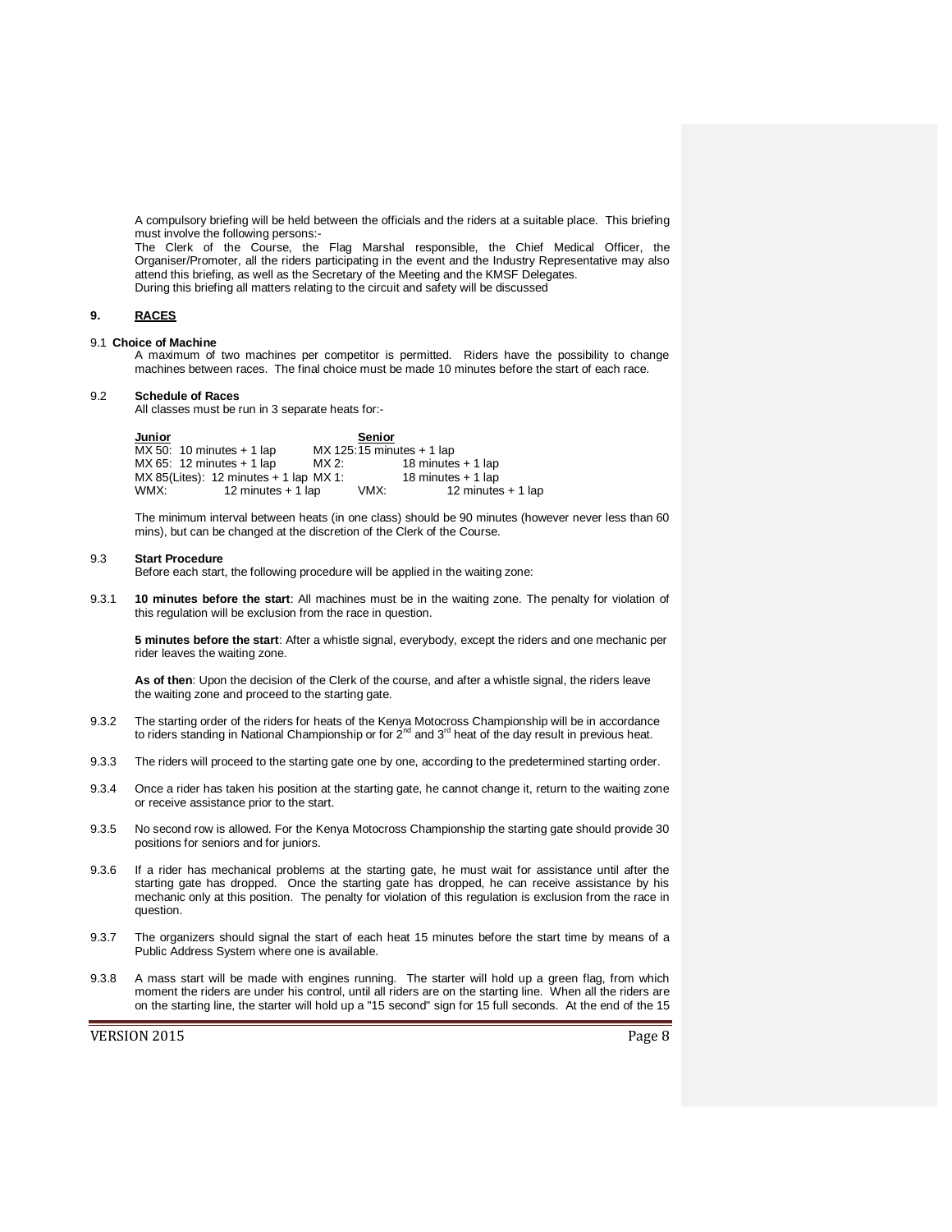A compulsory briefing will be held between the officials and the riders at a suitable place. This briefing must involve the following persons:-

The Clerk of the Course, the Flag Marshal responsible, the Chief Medical Officer, the Organiser/Promoter, all the riders participating in the event and the Industry Representative may also attend this briefing, as well as the Secretary of the Meeting and the KMSF Delegates.

During this briefing all matters relating to the circuit and safety will be discussed

## 9. RACES

### 9.1 Choice of Machine

A maximum of two machines per competitor is permitted. Riders have the possibility to change machines between races. The final choice must be made 10 minutes before the start of each race.

### 9.2 Schedule of Races

All classes must be run in 3 separate heats for:-

| Junior | | Senior | |
|---|---|---|---|
| MX 50: | 10 minutes + 1 lap | MX 125: | 15 minutes + 1 lap |
| MX 65: | 12 minutes + 1 lap | MX 2: | 18 minutes + 1 lap |
| MX 85(Lites): | 12 minutes + 1 lap | MX 1: | 18 minutes + 1 lap |
| WMX: | 12 minutes + 1 lap | VMX: | 12 minutes + 1 lap |

The minimum interval between heats (in one class) should be 90 minutes (however never less than 60 mins), but can be changed at the discretion of the Clerk of the Course.

### 9.3 Start Procedure

Before each start, the following procedure will be applied in the waiting zone:

9.3.1 **10 minutes before the start**: All machines must be in the waiting zone. The penalty for violation of this regulation will be exclusion from the race in question.

**5 minutes before the start**: After a whistle signal, everybody, except the riders and one mechanic per rider leaves the waiting zone.

**As of then**: Upon the decision of the Clerk of the course, and after a whistle signal, the riders leave the waiting zone and proceed to the starting gate.

9.3.2 The starting order of the riders for heats of the Kenya Motocross Championship will be in accordance to riders standing in National Championship or for 2nd and 3rd heat of the day result in previous heat.

9.3.3 The riders will proceed to the starting gate one by one, according to the predetermined starting order.

9.3.4 Once a rider has taken his position at the starting gate, he cannot change it, return to the waiting zone or receive assistance prior to the start.

9.3.5 No second row is allowed. For the Kenya Motocross Championship the starting gate should provide 30 positions for seniors and for juniors.

9.3.6 If a rider has mechanical problems at the starting gate, he must wait for assistance until after the starting gate has dropped. Once the starting gate has dropped, he can receive assistance by his mechanic only at this position. The penalty for violation of this regulation is exclusion from the race in question.

9.3.7 The organizers should signal the start of each heat 15 minutes before the start time by means of a Public Address System where one is available.

9.3.8 A mass start will be made with engines running. The starter will hold up a green flag, from which moment the riders are under his control, until all riders are on the starting line. When all the riders are on the starting line, the starter will hold up a "15 second" sign for 15 full seconds. At the end of the 15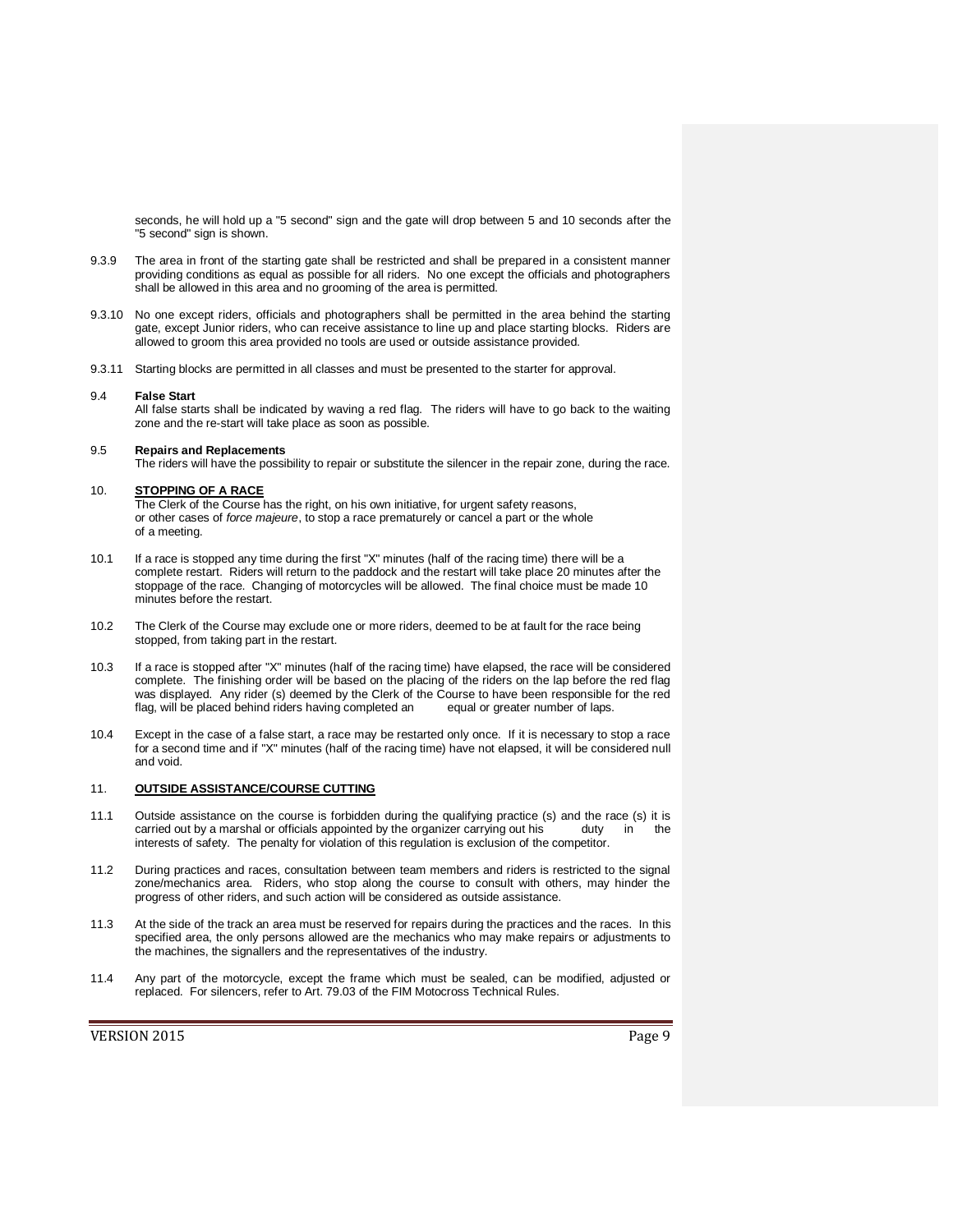seconds, he will hold up a "5 second" sign and the gate will drop between 5 and 10 seconds after the "5 second" sign is shown.

9.3.9 The area in front of the starting gate shall be restricted and shall be prepared in a consistent manner providing conditions as equal as possible for all riders. No one except the officials and photographers shall be allowed in this area and no grooming of the area is permitted.

9.3.10 No one except riders, officials and photographers shall be permitted in the area behind the starting gate, except Junior riders, who can receive assistance to line up and place starting blocks. Riders are allowed to groom this area provided no tools are used or outside assistance provided.

9.3.11 Starting blocks are permitted in all classes and must be presented to the starter for approval.

### 9.4 False Start

All false starts shall be indicated by waving a red flag. The riders will have to go back to the waiting zone and the re-start will take place as soon as possible.

### 9.5 Repairs and Replacements

The riders will have the possibility to repair or substitute the silencer in the repair zone, during the race.

## 10. STOPPING OF A RACE

The Clerk of the Course has the right, on his own initiative, for urgent safety reasons, or other cases of *force majeure*, to stop a race prematurely or cancel a part or the whole of a meeting.

10.1 If a race is stopped any time during the first "X" minutes (half of the racing time) there will be a complete restart. Riders will return to the paddock and the restart will take place 20 minutes after the stoppage of the race. Changing of motorcycles will be allowed. The final choice must be made 10 minutes before the restart.

10.2 The Clerk of the Course may exclude one or more riders, deemed to be at fault for the race being stopped, from taking part in the restart.

10.3 If a race is stopped after "X" minutes (half of the racing time) have elapsed, the race will be considered complete. The finishing order will be based on the placing of the riders on the lap before the red flag was displayed. Any rider (s) deemed by the Clerk of the Course to have been responsible for the red flag, will be placed behind riders having completed an equal or greater number of laps.

10.4 Except in the case of a false start, a race may be restarted only once. If it is necessary to stop a race for a second time and if "X" minutes (half of the racing time) have not elapsed, it will be considered null and void.

## 11. OUTSIDE ASSISTANCE/COURSE CUTTING

11.1 Outside assistance on the course is forbidden during the qualifying practice (s) and the race (s) it is carried out by a marshal or officials appointed by the organizer carrying out his duty in the interests of safety. The penalty for violation of this regulation is exclusion of the competitor.

11.2 During practices and races, consultation between team members and riders is restricted to the signal zone/mechanics area. Riders, who stop along the course to consult with others, may hinder the progress of other riders, and such action will be considered as outside assistance.

11.3 At the side of the track an area must be reserved for repairs during the practices and the races. In this specified area, the only persons allowed are the mechanics who may make repairs or adjustments to the machines, the signallers and the representatives of the industry.

11.4 Any part of the motorcycle, except the frame which must be sealed, can be modified, adjusted or replaced. For silencers, refer to Art. 79.03 of the FIM Motocross Technical Rules.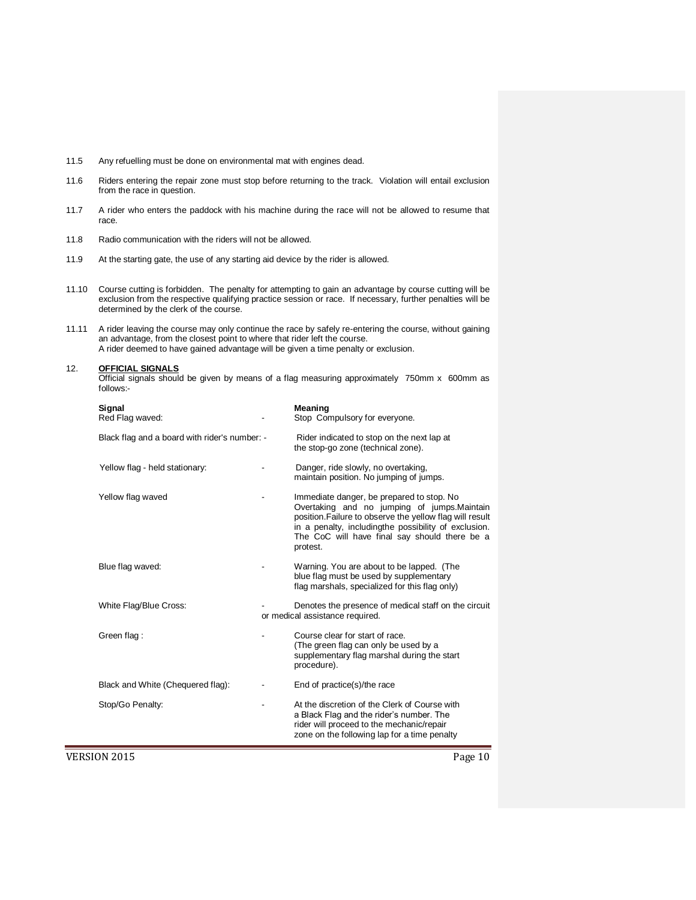11.5 Any refuelling must be done on environmental mat with engines dead.

11.6 Riders entering the repair zone must stop before returning to the track. Violation will entail exclusion from the race in question.

11.7 A rider who enters the paddock with his machine during the race will not be allowed to resume that race.

11.8 Radio communication with the riders will not be allowed.

11.9 At the starting gate, the use of any starting aid device by the rider is allowed.

11.10 Course cutting is forbidden. The penalty for attempting to gain an advantage by course cutting will be exclusion from the respective qualifying practice session or race. If necessary, further penalties will be determined by the clerk of the course.

11.11 A rider leaving the course may only continue the race by safely re-entering the course, without gaining an advantage, from the closest point to where that rider left the course. A rider deemed to have gained advantage will be given a time penalty or exclusion.

## 12. OFFICIAL SIGNALS

Official signals should be given by means of a flag measuring approximately 750mm x 600mm as follows:-

| Signal | | Meaning |
|---|---|---|
| Red Flag waved: | - | Stop Compulsory for everyone. |
| Black flag and a board with rider's number: | - | Rider indicated to stop on the next lap at the stop-go zone (technical zone). |
| Yellow flag - held stationary: | - | Danger, ride slowly, no overtaking, maintain position. No jumping of jumps. |
| Yellow flag waved | - | Immediate danger, be prepared to stop. No Overtaking and no jumping of jumps.Maintain position.Failure to observe the yellow flag will result in a penalty, includingthe possibility of exclusion. The CoC will have final say should there be a protest. |
| Blue flag waved: | - | Warning. You are about to be lapped. (The blue flag must be used by supplementary flag marshals, specialized for this flag only) |
| White Flag/Blue Cross: | - | Denotes the presence of medical staff on the circuit or medical assistance required. |
| Green flag : | - | Course clear for start of race. (The green flag can only be used by a supplementary flag marshal during the start procedure). |
| Black and White (Chequered flag): | - | End of practice(s)/the race |
| Stop/Go Penalty: | - | At the discretion of the Clerk of Course with a Black Flag and the rider's number. The rider will proceed to the mechanic/repair zone on the following lap for a time penalty |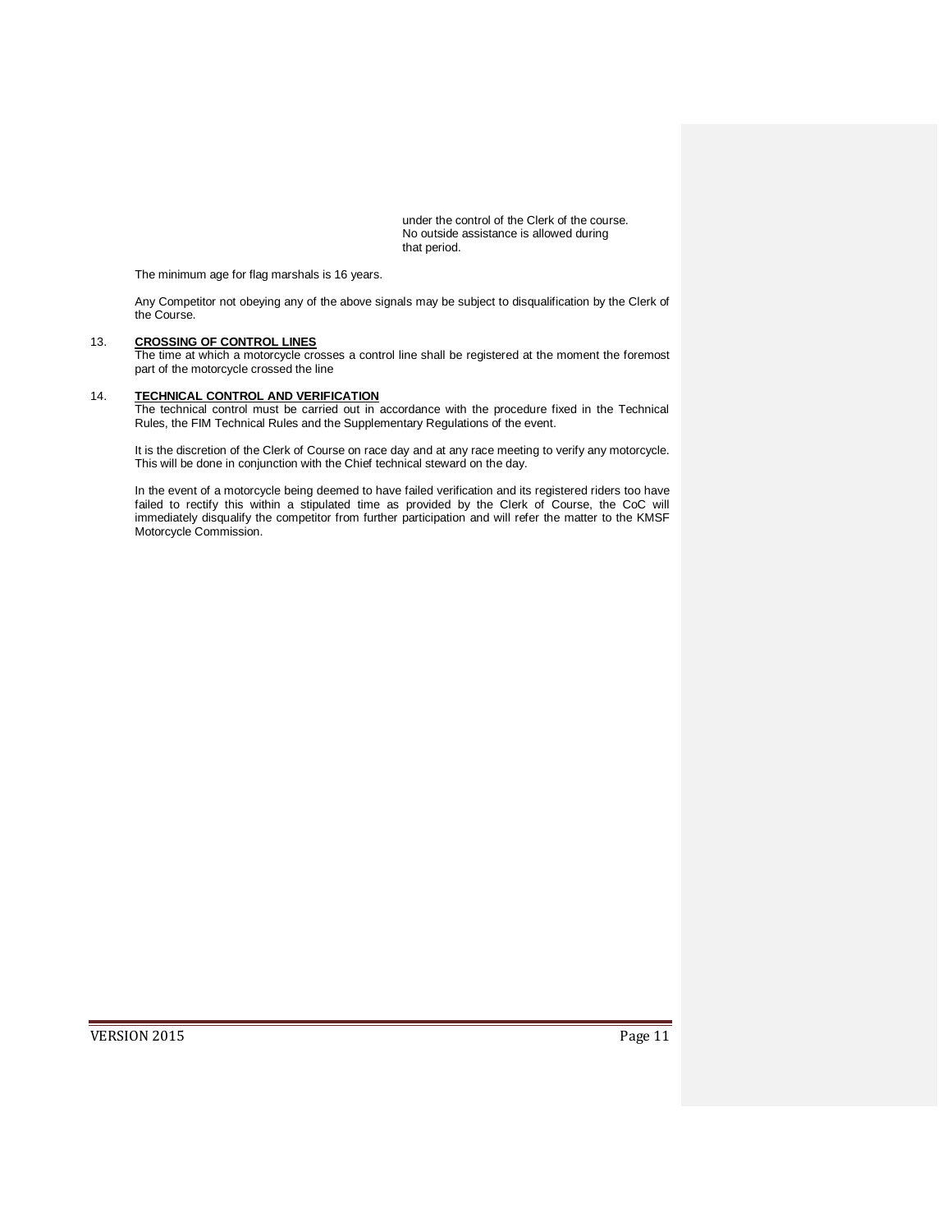under the control of the Clerk of the course. No outside assistance is allowed during that period.

The minimum age for flag marshals is 16 years.

Any Competitor not obeying any of the above signals may be subject to disqualification by the Clerk of the Course.

## 13. CROSSING OF CONTROL LINES

The time at which a motorcycle crosses a control line shall be registered at the moment the foremost part of the motorcycle crossed the line

## 14. TECHNICAL CONTROL AND VERIFICATION

The technical control must be carried out in accordance with the procedure fixed in the Technical Rules, the FIM Technical Rules and the Supplementary Regulations of the event.

It is the discretion of the Clerk of Course on race day and at any race meeting to verify any motorcycle. This will be done in conjunction with the Chief technical steward on the day.

In the event of a motorcycle being deemed to have failed verification and its registered riders too have failed to rectify this within a stipulated time as provided by the Clerk of Course, the CoC will immediately disqualify the competitor from further participation and will refer the matter to the KMSF Motorcycle Commission.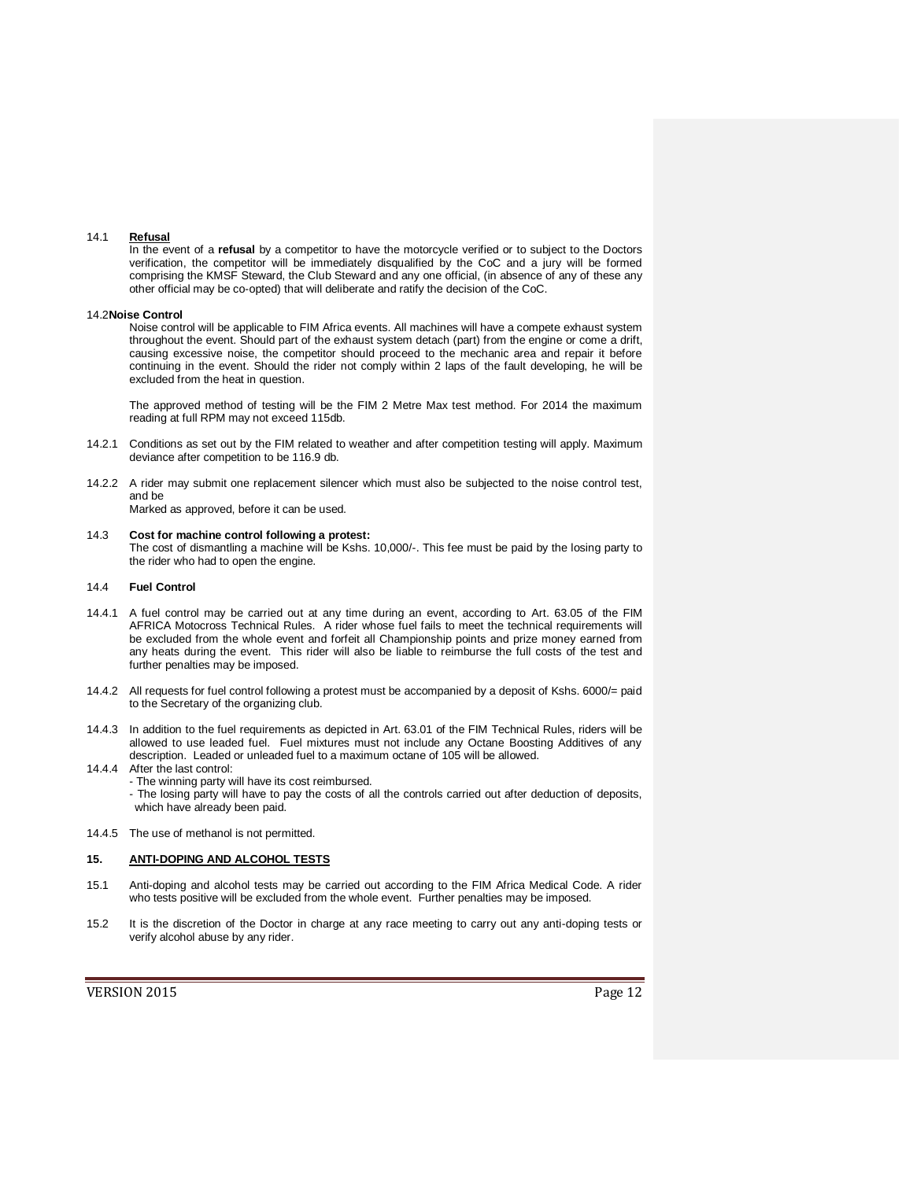14.1 **Refusal**

In the event of a **refusal** by a competitor to have the motorcycle verified or to subject to the Doctors verification, the competitor will be immediately disqualified by the CoC and a jury will be formed comprising the KMSF Steward, the Club Steward and any one official, (in absence of any of these any other official may be co-opted) that will deliberate and ratify the decision of the CoC.

14.2**Noise Control**

Noise control will be applicable to FIM Africa events. All machines will have a compete exhaust system throughout the event. Should part of the exhaust system detach (part) from the engine or come a drift, causing excessive noise, the competitor should proceed to the mechanic area and repair it before continuing in the event. Should the rider not comply within 2 laps of the fault developing, he will be excluded from the heat in question.

The approved method of testing will be the FIM 2 Metre Max test method. For 2014 the maximum reading at full RPM may not exceed 115db.

14.2.1 Conditions as set out by the FIM related to weather and after competition testing will apply. Maximum deviance after competition to be 116.9 db.

14.2.2 A rider may submit one replacement silencer which must also be subjected to the noise control test, and be

Marked as approved, before it can be used.

14.3 **Cost for machine control following a protest:**

The cost of dismantling a machine will be Kshs. 10,000/-. This fee must be paid by the losing party to the rider who had to open the engine.

14.4 **Fuel Control**

14.4.1 A fuel control may be carried out at any time during an event, according to Art. 63.05 of the FIM AFRICA Motocross Technical Rules. A rider whose fuel fails to meet the technical requirements will be excluded from the whole event and forfeit all Championship points and prize money earned from any heats during the event. This rider will also be liable to reimburse the full costs of the test and further penalties may be imposed.

14.4.2 All requests for fuel control following a protest must be accompanied by a deposit of Kshs. 6000/= paid to the Secretary of the organizing club.

14.4.3 In addition to the fuel requirements as depicted in Art. 63.01 of the FIM Technical Rules, riders will be allowed to use leaded fuel. Fuel mixtures must not include any Octane Boosting Additives of any description. Leaded or unleaded fuel to a maximum octane of 105 will be allowed.

14.4.4 After the last control:

- The winning party will have its cost reimbursed.
- The losing party will have to pay the costs of all the controls carried out after deduction of deposits, which have already been paid.

14.4.5 The use of methanol is not permitted.

## 15. ANTI-DOPING AND ALCOHOL TESTS

15.1 Anti-doping and alcohol tests may be carried out according to the FIM Africa Medical Code. A rider who tests positive will be excluded from the whole event. Further penalties may be imposed.

15.2 It is the discretion of the Doctor in charge at any race meeting to carry out any anti-doping tests or verify alcohol abuse by any rider.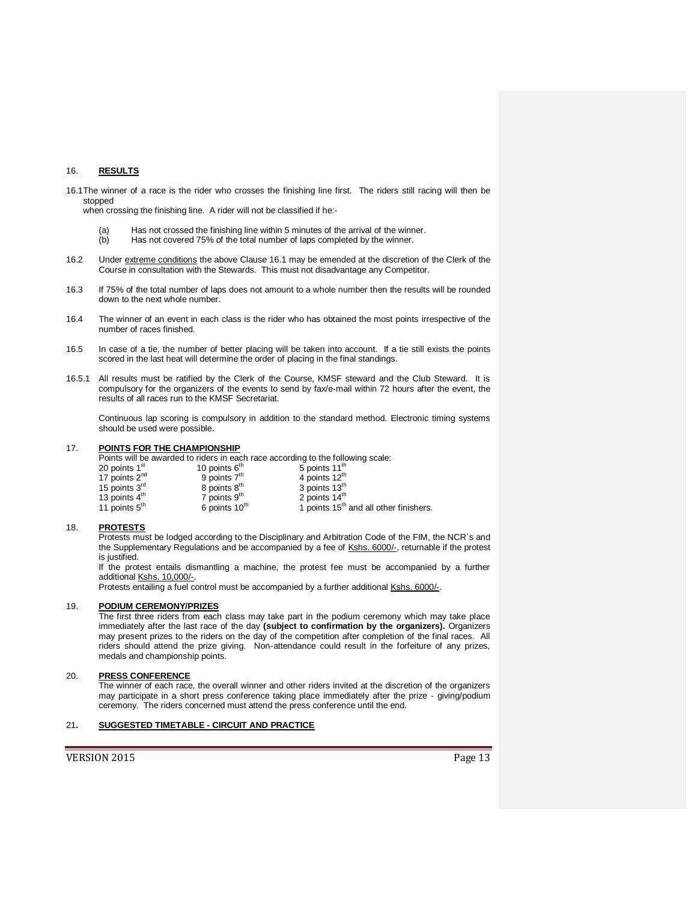## 16. RESULTS

16.1 The winner of a race is the rider who crosses the finishing line first. The riders still racing will then be stopped when crossing the finishing line. A rider will not be classified if he:-

(a) Has not crossed the finishing line within 5 minutes of the arrival of the winner.
(b) Has not covered 75% of the total number of laps completed by the winner.

16.2 Under extreme conditions the above Clause 16.1 may be emended at the discretion of the Clerk of the Course in consultation with the Stewards. This must not disadvantage any Competitor.

16.3 If 75% of the total number of laps does not amount to a whole number then the results will be rounded down to the next whole number.

16.4 The winner of an event in each class is the rider who has obtained the most points irrespective of the number of races finished.

16.5 In case of a tie, the number of better placing will be taken into account. If a tie still exists the points scored in the last heat will determine the order of placing in the final standings.

16.5.1 All results must be ratified by the Clerk of the Course, KMSF steward and the Club Steward. It is compulsory for the organizers of the events to send by fax/e-mail within 72 hours after the event, the results of all races run to the KMSF Secretariat.

Continuous lap scoring is compulsory in addition to the standard method. Electronic timing systems should be used were possible.

## 17. POINTS FOR THE CHAMPIONSHIP

Points will be awarded to riders in each race according to the following scale:

| | | |
|---|---|---|
| 20 points 1st | 10 points 6th | 5 points 11th |
| 17 points 2nd | 9 points 7th | 4 points 12th |
| 15 points 3rd | 8 points 8th | 3 points 13th |
| 13 points 4th | 7 points 9th | 2 points 14th |
| 11 points 5th | 6 points 10th | 1 points 15th and all other finishers. |

## 18. PROTESTS

Protests must be lodged according to the Disciplinary and Arbitration Code of the FIM, the NCR`s and the Supplementary Regulations and be accompanied by a fee of Kshs. 6000/-, returnable if the protest is justified.

If the protest entails dismantling a machine, the protest fee must be accompanied by a further additional Kshs. 10,000/-.

Protests entailing a fuel control must be accompanied by a further additional Kshs. 6000/-.

## 19. PODIUM CEREMONY/PRIZES

The first three riders from each class may take part in the podium ceremony which may take place immediately after the last race of the day **(subject to confirmation by the organizers).** Organizers may present prizes to the riders on the day of the competition after completion of the final races. All riders should attend the prize giving. Non-attendance could result in the forfeiture of any prizes, medals and championship points.

## 20. PRESS CONFERENCE

The winner of each race, the overall winner and other riders invited at the discretion of the organizers may participate in a short press conference taking place immediately after the prize - giving/podium ceremony. The riders concerned must attend the press conference until the end.

## 21. SUGGESTED TIMETABLE - CIRCUIT AND PRACTICE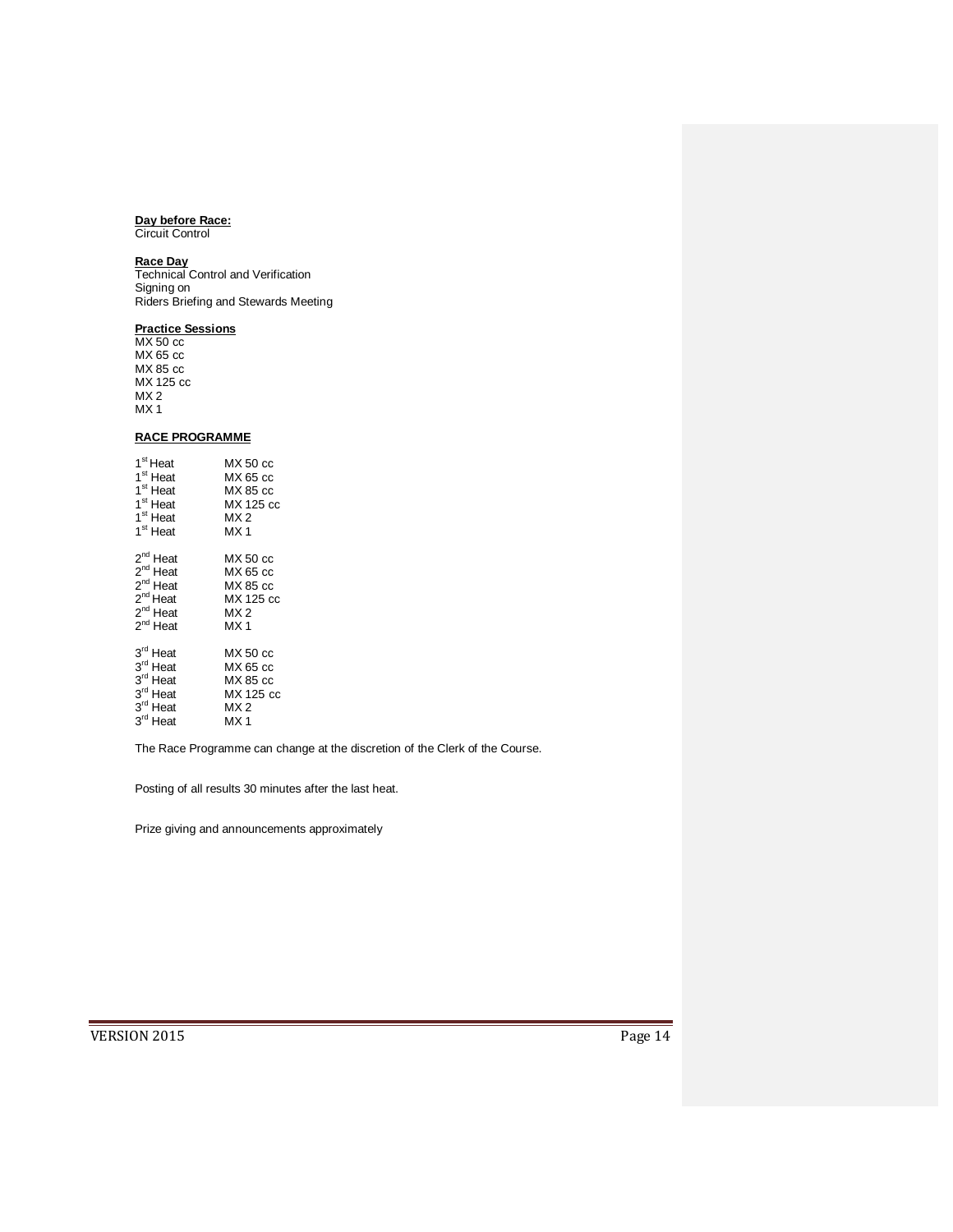**Day before Race:**
Circuit Control

**Race Day**
Technical Control and Verification
Signing on
Riders Briefing and Stewards Meeting

**Practice Sessions**
MX 50 cc
MX 65 cc
MX 85 cc
MX 125 cc
MX 2
MX 1

**RACE PROGRAMME**

| | |
|---|---|
| 1st Heat | MX 50 cc |
| 1st Heat | MX 65 cc |
| 1st Heat | MX 85 cc |
| 1st Heat | MX 125 cc |
| 1st Heat | MX 2 |
| 1st Heat | MX 1 |
| | |
| 2nd Heat | MX 50 cc |
| 2nd Heat | MX 65 cc |
| 2nd Heat | MX 85 cc |
| 2nd Heat | MX 125 cc |
| 2nd Heat | MX 2 |
| 2nd Heat | MX 1 |
| | |
| 3rd Heat | MX 50 cc |
| 3rd Heat | MX 65 cc |
| 3rd Heat | MX 85 cc |
| 3rd Heat | MX 125 cc |
| 3rd Heat | MX 2 |
| 3rd Heat | MX 1 |

The Race Programme can change at the discretion of the Clerk of the Course.

Posting of all results 30 minutes after the last heat.

Prize giving and announcements approximately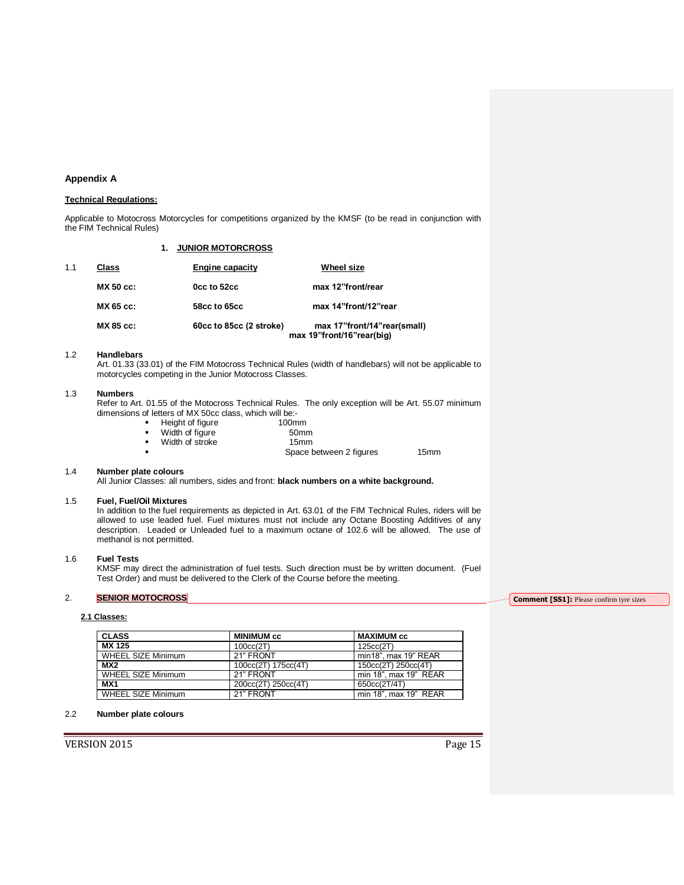## Appendix A

**Technical Regulations:**

Applicable to Motocross Motorcycles for competitions organized by the KMSF (to be read in conjunction with the FIM Technical Rules)

### 1. JUNIOR MOTORCROSS

1.1

| Class | Engine capacity | Wheel size |
|---|---|---|
| **MX 50 cc:** | **0cc to 52cc** | **max 12"front/rear** |
| **MX 65 cc:** | **58cc to 65cc** | **max 14"front/12"rear** |
| **MX 85 cc:** | **60cc to 85cc (2 stroke)** | **max 17"front/14"rear(small)** **max 19"front/16"rear(big)** |

1.2 **Handlebars**

Art. 01.33 (33.01) of the FIM Motocross Technical Rules (width of handlebars) will not be applicable to motorcycles competing in the Junior Motocross Classes.

1.3 **Numbers**

Refer to Art. 01.55 of the Motocross Technical Rules. The only exception will be Art. 55.07 minimum dimensions of letters of MX 50cc class, which will be:-

- Height of figure 100mm
- Width of figure 50mm
- Width of stroke 15mm
- Space between 2 figures 15mm

1.4 **Number plate colours**

All Junior Classes: all numbers, sides and front: **black numbers on a white background.**

1.5 **Fuel, Fuel/Oil Mixtures**

In addition to the fuel requirements as depicted in Art. 63.01 of the FIM Technical Rules, riders will be allowed to use leaded fuel. Fuel mixtures must not include any Octane Boosting Additives of any description. Leaded or Unleaded fuel to a maximum octane of 102.6 will be allowed. The use of methanol is not permitted.

1.6 **Fuel Tests**

KMSF may direct the administration of fuel tests. Such direction must be by written document. (Fuel Test Order) and must be delivered to the Clerk of the Course before the meeting.

### 2. SENIOR MOTOCROSS

**Comment [SS1]:** Please confirm tyre sizes

**2.1 Classes:**

| CLASS | MINIMUM cc | MAXIMUM cc |
|---|---|---|
| **MX 125** | 100cc(2T) | 125cc(2T) |
| WHEEL SIZE Minimum | 21" FRONT | min18", max 19" REAR |
| **MX2** | 100cc(2T) 175cc(4T) | 150cc(2T) 250cc(4T) |
| WHEEL SIZE Minimum | 21" FRONT | min 18", max 19" REAR |
| **MX1** | 200cc(2T) 250cc(4T) | 650cc(2T/4T) |
| WHEEL SIZE Minimum | 21" FRONT | min 18", max 19" REAR |

2.2 **Number plate colours**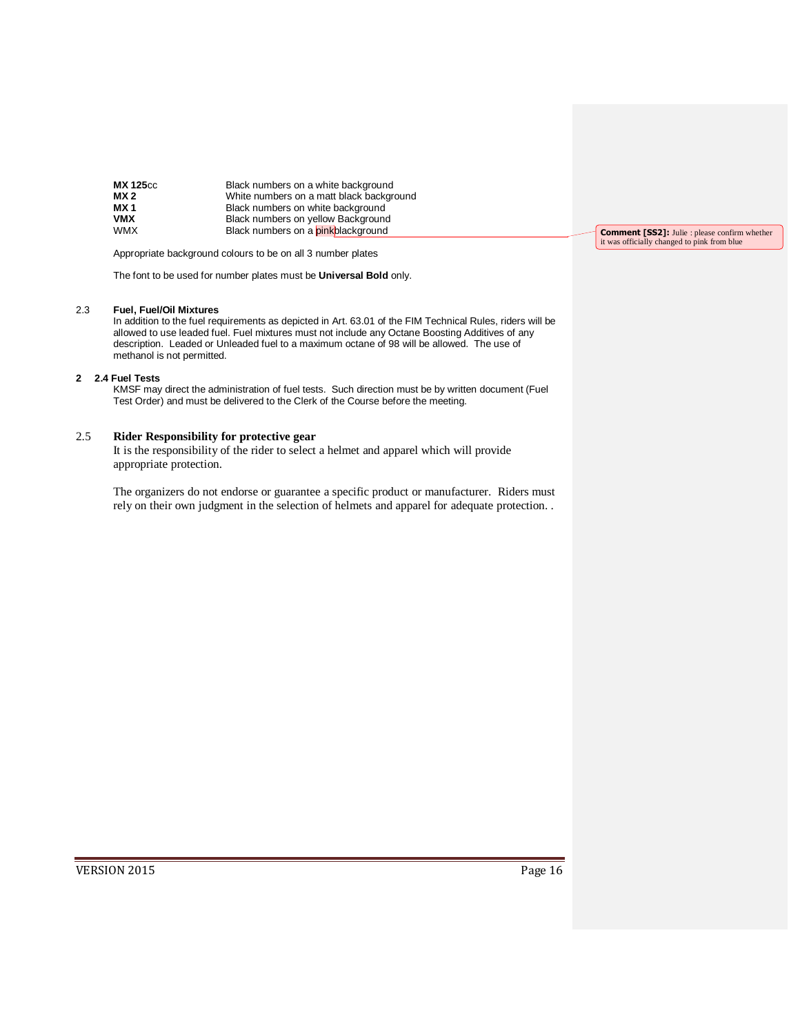| | |
|---|---|
| **MX 125**cc | Black numbers on a white background |
| **MX 2** | White numbers on a matt black background |
| **MX 1** | Black numbers on white background |
| **VMX** | Black numbers on yellow Background |
| WMX | Black numbers on a pinkblackground |

**Comment [SS2]:** Julie : please confirm whether it was officially changed to pink from blue

Appropriate background colours to be on all 3 number plates

The font to be used for number plates must be **Universal Bold** only.

### 2.3 Fuel, Fuel/Oil Mixtures

In addition to the fuel requirements as depicted in Art. 63.01 of the FIM Technical Rules, riders will be allowed to use leaded fuel. Fuel mixtures must not include any Octane Boosting Additives of any description. Leaded or Unleaded fuel to a maximum octane of 98 will be allowed. The use of methanol is not permitted.

### 2 2.4 Fuel Tests

KMSF may direct the administration of fuel tests. Such direction must be by written document (Fuel Test Order) and must be delivered to the Clerk of the Course before the meeting.

### 2.5 Rider Responsibility for protective gear

It is the responsibility of the rider to select a helmet and apparel which will provide appropriate protection.

The organizers do not endorse or guarantee a specific product or manufacturer. Riders must rely on their own judgment in the selection of helmets and apparel for adequate protection. .

VERSION 2015